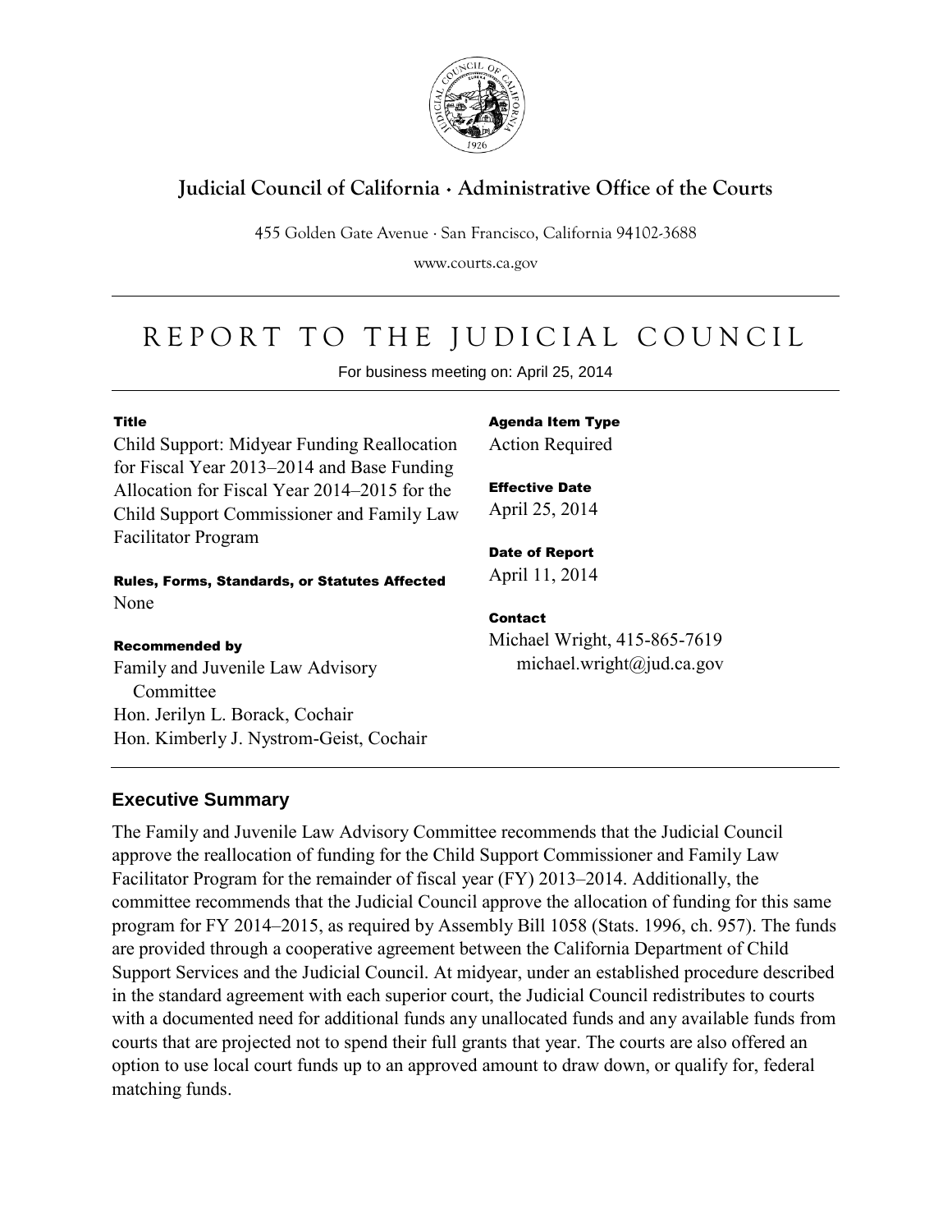# Judicial Council of California · Administrative Office of the Courts

455 Golden Gate Avenue · San Francisco, California 94102-3688

www.courts.ca.gov

# REPORT TO THE JUDICIAL COUNCIL

For business meeting on: April 25, 2014

**Title**

Child Support: Midyear Funding Reallocation for Fiscal Year 2013–2014 and Base Funding Allocation for Fiscal Year 2014–2015 for the Child Support Commissioner and Family Law Facilitator Program

**Rules, Forms, Standards, or Statutes Affected**

None

**Recommended by**

Family and Juvenile Law Advisory Committee
Hon. Jerilyn L. Borack, Cochair
Hon. Kimberly J. Nystrom-Geist, Cochair

**Agenda Item Type**

Action Required

**Effective Date**

April 25, 2014

**Date of Report**

April 11, 2014

**Contact**

Michael Wright, 415-865-7619
michael.wright@jud.ca.gov

## Executive Summary

The Family and Juvenile Law Advisory Committee recommends that the Judicial Council approve the reallocation of funding for the Child Support Commissioner and Family Law Facilitator Program for the remainder of fiscal year (FY) 2013–2014. Additionally, the committee recommends that the Judicial Council approve the allocation of funding for this same program for FY 2014–2015, as required by Assembly Bill 1058 (Stats. 1996, ch. 957). The funds are provided through a cooperative agreement between the California Department of Child Support Services and the Judicial Council. At midyear, under an established procedure described in the standard agreement with each superior court, the Judicial Council redistributes to courts with a documented need for additional funds any unallocated funds and any available funds from courts that are projected not to spend their full grants that year. The courts are also offered an option to use local court funds up to an approved amount to draw down, or qualify for, federal matching funds.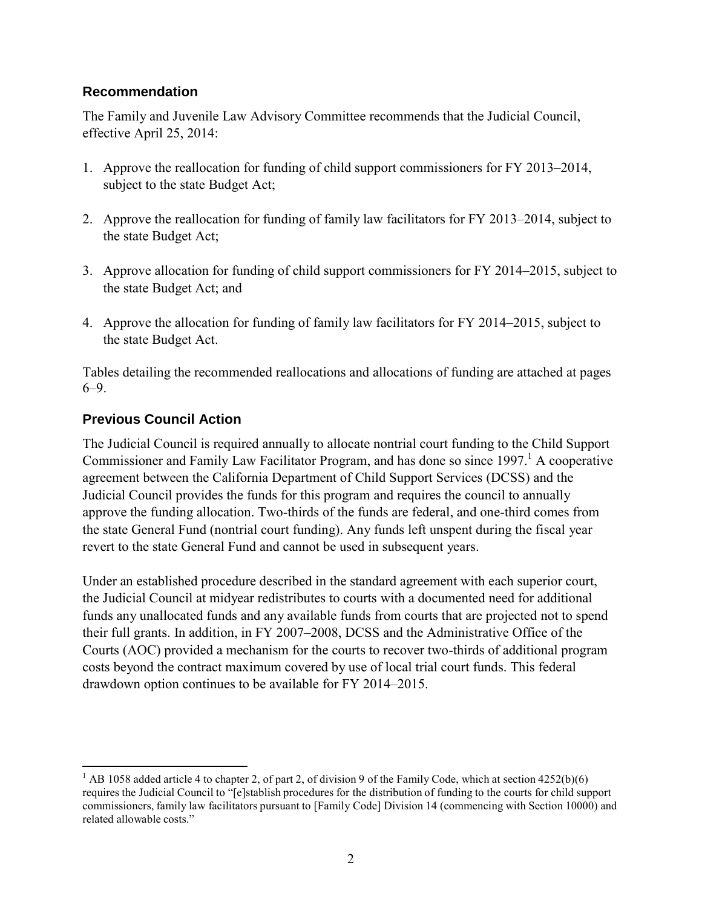## Recommendation

The Family and Juvenile Law Advisory Committee recommends that the Judicial Council, effective April 25, 2014:

1. Approve the reallocation for funding of child support commissioners for FY 2013–2014, subject to the state Budget Act;
2. Approve the reallocation for funding of family law facilitators for FY 2013–2014, subject to the state Budget Act;
3. Approve allocation for funding of child support commissioners for FY 2014–2015, subject to the state Budget Act; and
4. Approve the allocation for funding of family law facilitators for FY 2014–2015, subject to the state Budget Act.

Tables detailing the recommended reallocations and allocations of funding are attached at pages 6–9.

## Previous Council Action

The Judicial Council is required annually to allocate nontrial court funding to the Child Support Commissioner and Family Law Facilitator Program, and has done so since 1997.[1] A cooperative agreement between the California Department of Child Support Services (DCSS) and the Judicial Council provides the funds for this program and requires the council to annually approve the funding allocation. Two-thirds of the funds are federal, and one-third comes from the state General Fund (nontrial court funding). Any funds left unspent during the fiscal year revert to the state General Fund and cannot be used in subsequent years.

Under an established procedure described in the standard agreement with each superior court, the Judicial Council at midyear redistributes to courts with a documented need for additional funds any unallocated funds and any available funds from courts that are projected not to spend their full grants. In addition, in FY 2007–2008, DCSS and the Administrative Office of the Courts (AOC) provided a mechanism for the courts to recover two-thirds of additional program costs beyond the contract maximum covered by use of local trial court funds. This federal drawdown option continues to be available for FY 2014–2015.

[1] AB 1058 added article 4 to chapter 2, of part 2, of division 9 of the Family Code, which at section 4252(b)(6) requires the Judicial Council to "[e]stablish procedures for the distribution of funding to the courts for child support commissioners, family law facilitators pursuant to [Family Code] Division 14 (commencing with Section 10000) and related allowable costs."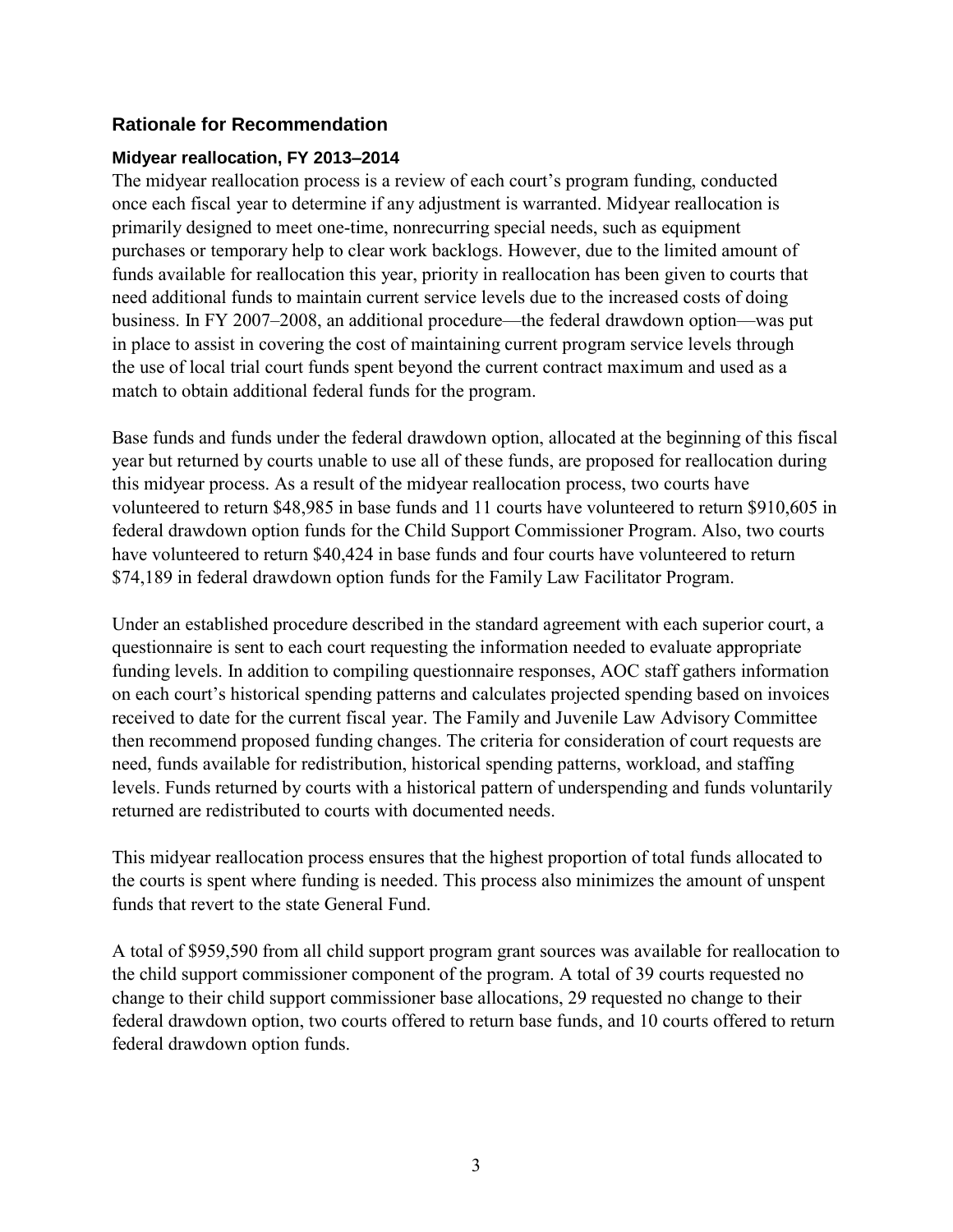## Rationale for Recommendation

### Midyear reallocation, FY 2013–2014

The midyear reallocation process is a review of each court's program funding, conducted once each fiscal year to determine if any adjustment is warranted. Midyear reallocation is primarily designed to meet one-time, nonrecurring special needs, such as equipment purchases or temporary help to clear work backlogs. However, due to the limited amount of funds available for reallocation this year, priority in reallocation has been given to courts that need additional funds to maintain current service levels due to the increased costs of doing business. In FY 2007–2008, an additional procedure—the federal drawdown option—was put in place to assist in covering the cost of maintaining current program service levels through the use of local trial court funds spent beyond the current contract maximum and used as a match to obtain additional federal funds for the program.

Base funds and funds under the federal drawdown option, allocated at the beginning of this fiscal year but returned by courts unable to use all of these funds, are proposed for reallocation during this midyear process. As a result of the midyear reallocation process, two courts have volunteered to return $48,985 in base funds and 11 courts have volunteered to return $910,605 in federal drawdown option funds for the Child Support Commissioner Program. Also, two courts have volunteered to return $40,424 in base funds and four courts have volunteered to return $74,189 in federal drawdown option funds for the Family Law Facilitator Program.

Under an established procedure described in the standard agreement with each superior court, a questionnaire is sent to each court requesting the information needed to evaluate appropriate funding levels. In addition to compiling questionnaire responses, AOC staff gathers information on each court's historical spending patterns and calculates projected spending based on invoices received to date for the current fiscal year. The Family and Juvenile Law Advisory Committee then recommend proposed funding changes. The criteria for consideration of court requests are need, funds available for redistribution, historical spending patterns, workload, and staffing levels. Funds returned by courts with a historical pattern of underspending and funds voluntarily returned are redistributed to courts with documented needs.

This midyear reallocation process ensures that the highest proportion of total funds allocated to the courts is spent where funding is needed. This process also minimizes the amount of unspent funds that revert to the state General Fund.

A total of $959,590 from all child support program grant sources was available for reallocation to the child support commissioner component of the program. A total of 39 courts requested no change to their child support commissioner base allocations, 29 requested no change to their federal drawdown option, two courts offered to return base funds, and 10 courts offered to return federal drawdown option funds.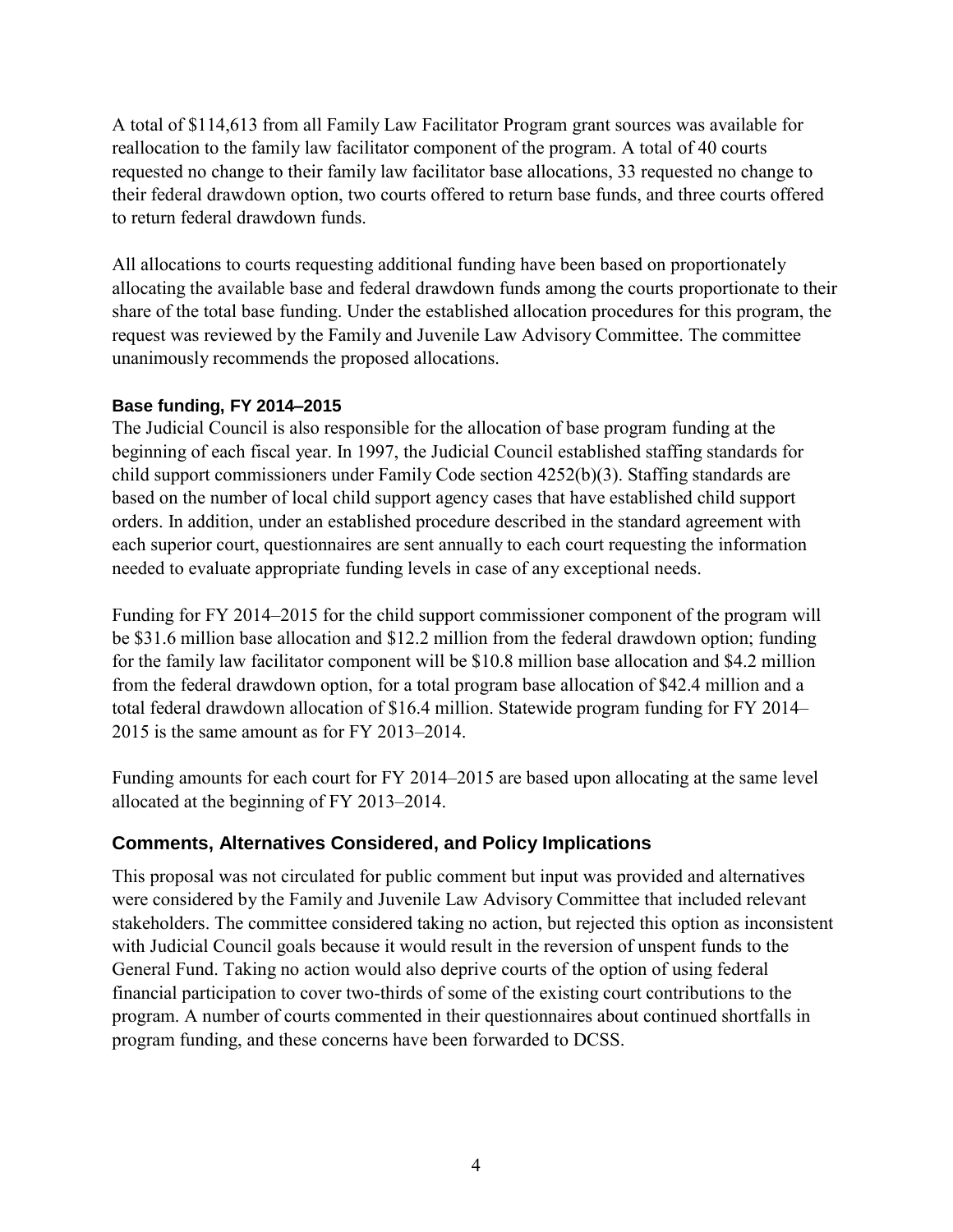A total of $114,613 from all Family Law Facilitator Program grant sources was available for reallocation to the family law facilitator component of the program. A total of 40 courts requested no change to their family law facilitator base allocations, 33 requested no change to their federal drawdown option, two courts offered to return base funds, and three courts offered to return federal drawdown funds.

All allocations to courts requesting additional funding have been based on proportionately allocating the available base and federal drawdown funds among the courts proportionate to their share of the total base funding. Under the established allocation procedures for this program, the request was reviewed by the Family and Juvenile Law Advisory Committee. The committee unanimously recommends the proposed allocations.

#### Base funding, FY 2014–2015

The Judicial Council is also responsible for the allocation of base program funding at the beginning of each fiscal year. In 1997, the Judicial Council established staffing standards for child support commissioners under Family Code section 4252(b)(3). Staffing standards are based on the number of local child support agency cases that have established child support orders. In addition, under an established procedure described in the standard agreement with each superior court, questionnaires are sent annually to each court requesting the information needed to evaluate appropriate funding levels in case of any exceptional needs.

Funding for FY 2014–2015 for the child support commissioner component of the program will be $31.6 million base allocation and $12.2 million from the federal drawdown option; funding for the family law facilitator component will be $10.8 million base allocation and $4.2 million from the federal drawdown option, for a total program base allocation of $42.4 million and a total federal drawdown allocation of $16.4 million. Statewide program funding for FY 2014–2015 is the same amount as for FY 2013–2014.

Funding amounts for each court for FY 2014–2015 are based upon allocating at the same level allocated at the beginning of FY 2013–2014.

### Comments, Alternatives Considered, and Policy Implications

This proposal was not circulated for public comment but input was provided and alternatives were considered by the Family and Juvenile Law Advisory Committee that included relevant stakeholders. The committee considered taking no action, but rejected this option as inconsistent with Judicial Council goals because it would result in the reversion of unspent funds to the General Fund. Taking no action would also deprive courts of the option of using federal financial participation to cover two-thirds of some of the existing court contributions to the program. A number of courts commented in their questionnaires about continued shortfalls in program funding, and these concerns have been forwarded to DCSS.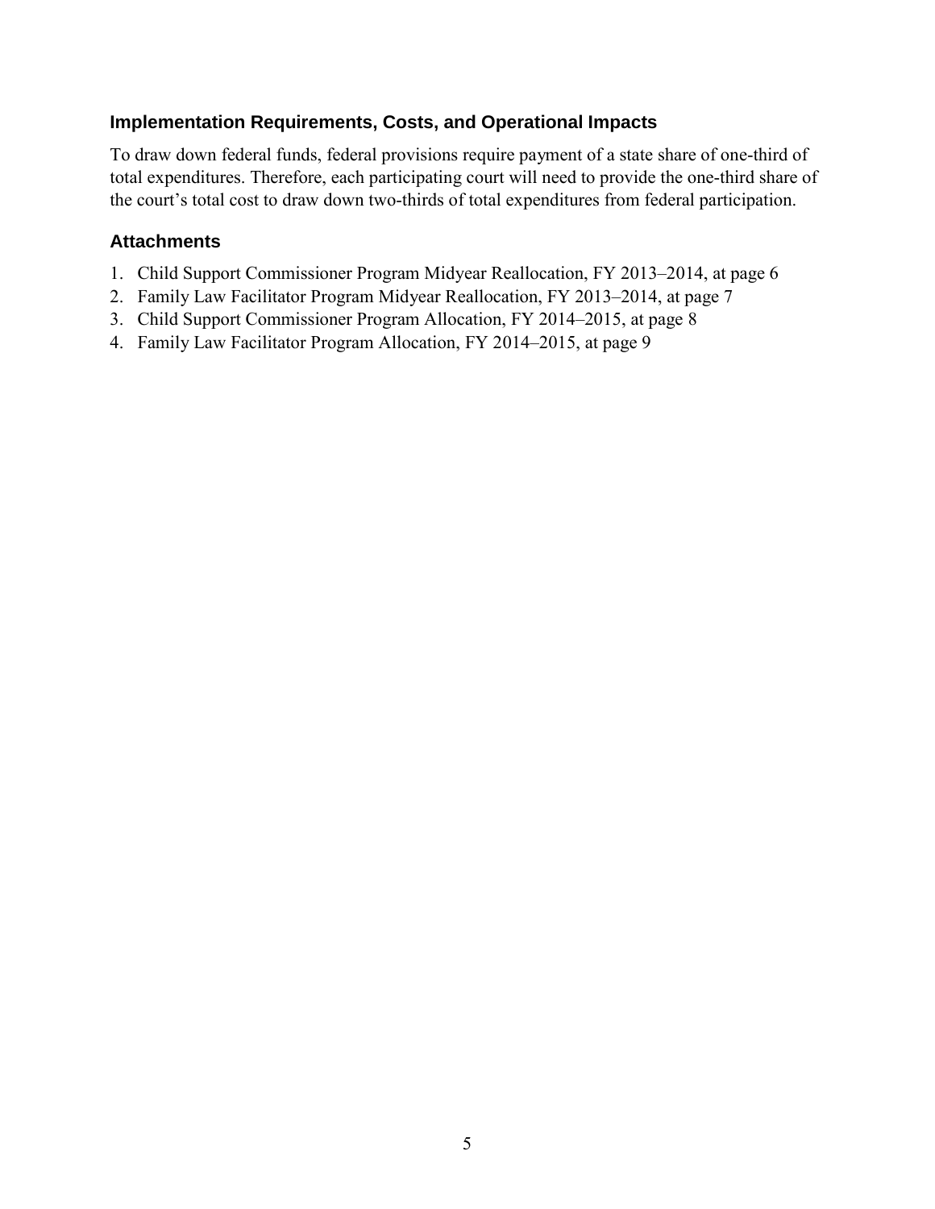### Implementation Requirements, Costs, and Operational Impacts

To draw down federal funds, federal provisions require payment of a state share of one-third of total expenditures. Therefore, each participating court will need to provide the one-third share of the court's total cost to draw down two-thirds of total expenditures from federal participation.

### Attachments

1. Child Support Commissioner Program Midyear Reallocation, FY 2013–2014, at page 6
2. Family Law Facilitator Program Midyear Reallocation, FY 2013–2014, at page 7
3. Child Support Commissioner Program Allocation, FY 2014–2015, at page 8
4. Family Law Facilitator Program Allocation, FY 2014–2015, at page 9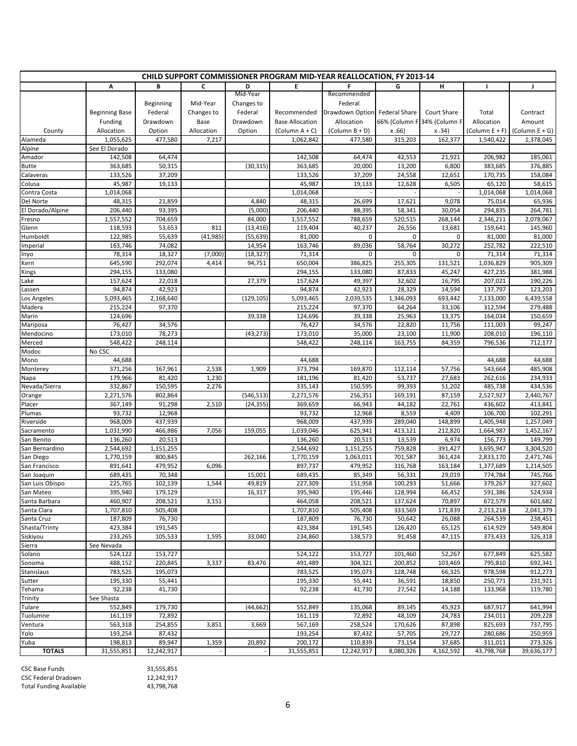| CHILD SUPPORT COMMISSIONER PROGRAM MID-YEAR REALLOCATION, FY 2013-14 | | | | | | | | | | |
|---|---|---|---|---|---|---|---|---|---|---|
| | A | B | C | D | E | F | G | H | I | J |
| County | Beginning Base Funding Allocation | Beginning Federal Drawdown Option | Mid-Year Changes to Base Allocation | Mid-Year Changes to Federal Drawdown Option | Recommended Base Allocation (Column A + C) | Recommended Federal Drawdown Option Allocation (Column B + D) | Federal Share 66% (Column F x .66) | Court Share 34% (Column F x .34) | Total Allocation (Column E + F) | Contract Amount (Column E + G) |
| Alameda | 1,055,625 | 477,580 | 7,217 | | 1,062,842 | 477,580 | 315,203 | 162,377 | 1,540,422 | 1,378,045 |
| Alpine | See El Dorado | | | | | | | | | |
| Amador | 142,508 | 64,474 | | | 142,508 | 64,474 | 42,553 | 21,921 | 206,982 | 185,061 |
| Butte | 363,685 | 50,315 | | (30,315) | 363,685 | 20,000 | 13,200 | 6,800 | 383,685 | 376,885 |
| Calaveras | 133,526 | 37,209 | | | 133,526 | 37,209 | 24,558 | 12,651 | 170,735 | 158,084 |
| Colusa | 45,987 | 19,133 | | | 45,987 | 19,133 | 12,628 | 6,505 | 65,120 | 58,615 |
| Contra Costa | 1,014,068 | | | | 1,014,068 | - | - | - | 1,014,068 | 1,014,068 |
| Del Norte | 48,315 | 21,859 | | 4,840 | 48,315 | 26,699 | 17,621 | 9,078 | 75,014 | 65,936 |
| El Dorado/Alpine | 206,440 | 93,395 | | (5,000) | 206,440 | 88,395 | 58,341 | 30,054 | 294,835 | 264,781 |
| Fresno | 1,557,552 | 704,659 | | 84,000 | 1,557,552 | 788,659 | 520,515 | 268,144 | 2,346,211 | 2,078,067 |
| Glenn | 118,593 | 53,653 | 811 | (13,416) | 119,404 | 40,237 | 26,556 | 13,681 | 159,641 | 145,960 |
| Humboldt | 122,985 | 55,639 | (41,985) | (55,639) | 81,000 | 0 | 0 | 0 | 81,000 | 81,000 |
| Imperial | 163,746 | 74,082 | | 14,954 | 163,746 | 89,036 | 58,764 | 30,272 | 252,782 | 222,510 |
| Inyo | 78,314 | 18,327 | (7,000) | (18,327) | 71,314 | 0 | 0 | 0 | 71,314 | 71,314 |
| Kern | 645,590 | 292,074 | 4,414 | 94,751 | 650,004 | 386,825 | 255,305 | 131,521 | 1,036,829 | 905,309 |
| Kings | 294,155 | 133,080 | | | 294,155 | 133,080 | 87,833 | 45,247 | 427,235 | 381,988 |
| Lake | 157,624 | 22,018 | | 27,379 | 157,624 | 49,397 | 32,602 | 16,795 | 207,021 | 190,226 |
| Lassen | 94,874 | 42,923 | | | 94,874 | 42,923 | 28,329 | 14,594 | 137,797 | 123,203 |
| Los Angeles | 5,093,465 | 2,168,640 | | (129,105) | 5,093,465 | 2,039,535 | 1,346,093 | 693,442 | 7,133,000 | 6,439,558 |
| Madera | 215,224 | 97,370 | | | 215,224 | 97,370 | 64,264 | 33,106 | 312,594 | 279,488 |
| Marin | 124,696 | | | 39,338 | 124,696 | 39,338 | 25,963 | 13,375 | 164,034 | 150,659 |
| Mariposa | 76,427 | 34,576 | | | 76,427 | 34,576 | 22,820 | 11,756 | 111,003 | 99,247 |
| Mendocino | 173,010 | 78,273 | | (43,273) | 173,010 | 35,000 | 23,100 | 11,900 | 208,010 | 196,110 |
| Merced | 548,422 | 248,114 | | | 548,422 | 248,114 | 163,755 | 84,359 | 796,536 | 712,177 |
| Modoc | No CSC | | | | | | | | | |
| Mono | 44,688 | | | | 44,688 | - | - | - | 44,688 | 44,688 |
| Monterey | 371,256 | 167,961 | 2,538 | 1,909 | 373,794 | 169,870 | 112,114 | 57,756 | 543,664 | 485,908 |
| Napa | 179,966 | 81,420 | 1,230 | | 181,196 | 81,420 | 53,737 | 27,683 | 262,616 | 234,933 |
| Nevada/Sierra | 332,867 | 150,595 | 2,276 | | 335,143 | 150,595 | 99,393 | 51,202 | 485,738 | 434,536 |
| Orange | 2,271,576 | 802,864 | | (546,513) | 2,271,576 | 256,351 | 169,191 | 87,159 | 2,527,927 | 2,440,767 |
| Placer | 367,149 | 91,298 | 2,510 | (24,355) | 369,659 | 66,943 | 44,182 | 22,761 | 436,602 | 413,841 |
| Plumas | 93,732 | 12,968 | | | 93,732 | 12,968 | 8,559 | 4,409 | 106,700 | 102,291 |
| Riverside | 968,009 | 437,939 | | | 968,009 | 437,939 | 289,040 | 148,899 | 1,405,948 | 1,257,049 |
| Sacramento | 1,031,990 | 466,886 | 7,056 | 159,055 | 1,039,046 | 625,941 | 413,121 | 212,820 | 1,664,987 | 1,452,167 |
| San Benito | 136,260 | 20,513 | | | 136,260 | 20,513 | 13,539 | 6,974 | 156,773 | 149,799 |
| San Bernardino | 2,544,692 | 1,151,255 | | | 2,544,692 | 1,151,255 | 759,828 | 391,427 | 3,695,947 | 3,304,520 |
| San Diego | 1,770,159 | 800,845 | | 262,166 | 1,770,159 | 1,063,011 | 701,587 | 361,424 | 2,833,170 | 2,471,746 |
| San Francisco | 891,641 | 479,952 | 6,096 | | 897,737 | 479,952 | 316,768 | 163,184 | 1,377,689 | 1,214,505 |
| San Joaquin | 689,435 | 70,348 | | 15,001 | 689,435 | 85,349 | 56,331 | 29,019 | 774,784 | 745,766 |
| San Luis Obispo | 225,765 | 102,139 | 1,544 | 49,819 | 227,309 | 151,958 | 100,293 | 51,666 | 379,267 | 327,602 |
| San Mateo | 395,940 | 179,129 | | 16,317 | 395,940 | 195,446 | 128,994 | 66,452 | 591,386 | 524,934 |
| Santa Barbara | 460,907 | 208,521 | 3,151 | | 464,058 | 208,521 | 137,624 | 70,897 | 672,579 | 601,682 |
| Santa Clara | 1,707,810 | 505,408 | | | 1,707,810 | 505,408 | 333,569 | 171,839 | 2,213,218 | 2,041,379 |
| Santa Cruz | 187,809 | 76,730 | | | 187,809 | 76,730 | 50,642 | 26,088 | 264,539 | 238,451 |
| Shasta/Trinty | 423,384 | 191,545 | | | 423,384 | 191,545 | 126,420 | 65,125 | 614,929 | 549,804 |
| Siskiyou | 233,265 | 105,533 | 1,595 | 33,040 | 234,860 | 138,573 | 91,458 | 47,115 | 373,433 | 326,318 |
| Sierra | See Nevada | | | | | | | | | |
| Solano | 524,122 | 153,727 | | | 524,122 | 153,727 | 101,460 | 52,267 | 677,849 | 625,582 |
| Sonoma | 488,152 | 220,845 | 3,337 | 83,476 | 491,489 | 304,321 | 200,852 | 103,469 | 795,810 | 692,341 |
| Stanislaus | 783,525 | 195,073 | | | 783,525 | 195,073 | 128,748 | 66,325 | 978,598 | 912,273 |
| Sutter | 195,330 | 55,441 | | | 195,330 | 55,441 | 36,591 | 18,850 | 250,771 | 231,921 |
| Tehama | 92,238 | 41,730 | | | 92,238 | 41,730 | 27,542 | 14,188 | 133,968 | 119,780 |
| Trinity | See Shasta | | | | | | | | | |
| Tulare | 552,849 | 179,730 | | (44,662) | 552,849 | 135,068 | 89,145 | 45,923 | 687,917 | 641,994 |
| Tuolumne | 161,119 | 72,892 | | | 161,119 | 72,892 | 48,109 | 24,783 | 234,011 | 209,228 |
| Ventura | 563,318 | 254,855 | 3,851 | 3,669 | 567,169 | 258,524 | 170,626 | 87,898 | 825,693 | 737,795 |
| Yolo | 193,254 | 87,432 | | | 193,254 | 87,432 | 57,705 | 29,727 | 280,686 | 250,959 |
| Yuba | 198,813 | 89,947 | 1,359 | 20,892 | 200,172 | 110,839 | 73,154 | 37,685 | 311,011 | 273,326 |
| **TOTALS** | 31,555,851 | 12,242,917 | - | - | 31,555,851 | 12,242,917 | 8,080,326 | 4,162,592 | 43,798,768 | 39,636,177 |

| | |
|---|---|
| CSC Base Funds | 31,555,851 |
| CSC Federal Dradown | 12,242,917 |
| Total Funding Available | 43,798,768 |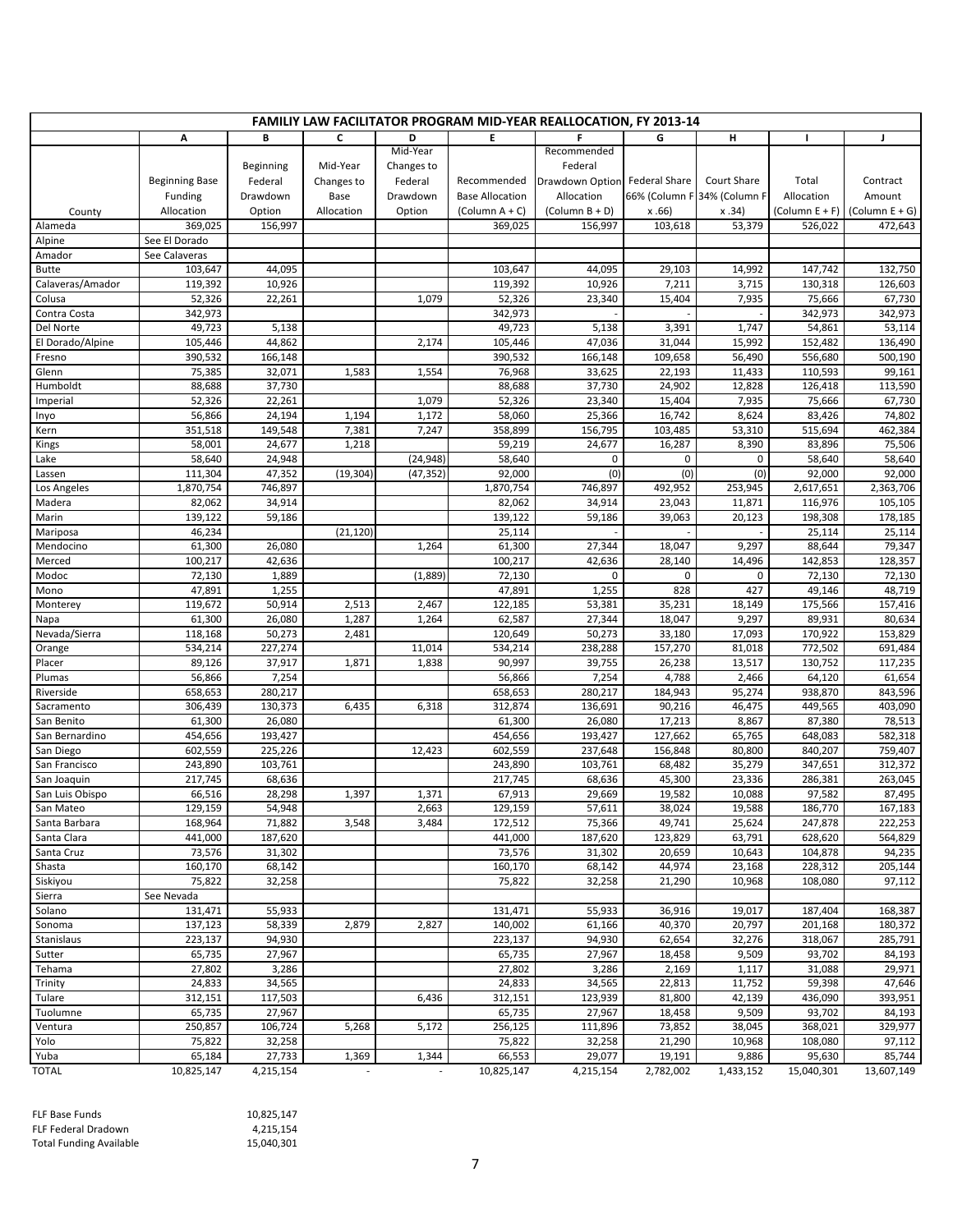| FAMILIY LAW FACILITATOR PROGRAM MID-YEAR REALLOCATION, FY 2013-14 | | | | | | | | | | |
|---|---|---|---|---|---|---|---|---|---|---|
| | A | B | C | D | E | F | G | H | I | J |
| County | Beginning Base Funding Allocation | Beginning Federal Drawdown Option | Mid-Year Changes to Base Allocation | Mid-Year Changes to Federal Drawdown Option | Recommended Base Allocation (Column A + C) | Recommended Federal Drawdown Option Allocation (Column B + D) | Federal Share 66% (Column F x .66) | Court Share 34% (Column F x .34) | Total Allocation (Column E + F) | Contract Amount (Column E + G) |
| Alameda | 369,025 | 156,997 | | | 369,025 | 156,997 | 103,618 | 53,379 | 526,022 | 472,643 |
| Alpine | See El Dorado | | | | | | | | | |
| Amador | See Calaveras | | | | | | | | | |
| Butte | 103,647 | 44,095 | | | 103,647 | 44,095 | 29,103 | 14,992 | 147,742 | 132,750 |
| Calaveras/Amador | 119,392 | 10,926 | | | 119,392 | 10,926 | 7,211 | 3,715 | 130,318 | 126,603 |
| Colusa | 52,326 | 22,261 | | 1,079 | 52,326 | 23,340 | 15,404 | 7,935 | 75,666 | 67,730 |
| Contra Costa | 342,973 | | | | 342,973 | - | - | - | 342,973 | 342,973 |
| Del Norte | 49,723 | 5,138 | | | 49,723 | 5,138 | 3,391 | 1,747 | 54,861 | 53,114 |
| El Dorado/Alpine | 105,446 | 44,862 | | 2,174 | 105,446 | 47,036 | 31,044 | 15,992 | 152,482 | 136,490 |
| Fresno | 390,532 | 166,148 | | | 390,532 | 166,148 | 109,658 | 56,490 | 556,680 | 500,190 |
| Glenn | 75,385 | 32,071 | 1,583 | 1,554 | 76,968 | 33,625 | 22,193 | 11,433 | 110,593 | 99,161 |
| Humboldt | 88,688 | 37,730 | | | 88,688 | 37,730 | 24,902 | 12,828 | 126,418 | 113,590 |
| Imperial | 52,326 | 22,261 | | 1,079 | 52,326 | 23,340 | 15,404 | 7,935 | 75,666 | 67,730 |
| Inyo | 56,866 | 24,194 | 1,194 | 1,172 | 58,060 | 25,366 | 16,742 | 8,624 | 83,426 | 74,802 |
| Kern | 351,518 | 149,548 | 7,381 | 7,247 | 358,899 | 156,795 | 103,485 | 53,310 | 515,694 | 462,384 |
| Kings | 58,001 | 24,677 | 1,218 | | 59,219 | 24,677 | 16,287 | 8,390 | 83,896 | 75,506 |
| Lake | 58,640 | 24,948 | | (24,948) | 58,640 | 0 | 0 | 0 | 58,640 | 58,640 |
| Lassen | 111,304 | 47,352 | (19,304) | (47,352) | 92,000 | (0) | (0) | (0) | 92,000 | 92,000 |
| Los Angeles | 1,870,754 | 746,897 | | | 1,870,754 | 746,897 | 492,952 | 253,945 | 2,617,651 | 2,363,706 |
| Madera | 82,062 | 34,914 | | | 82,062 | 34,914 | 23,043 | 11,871 | 116,976 | 105,105 |
| Marin | 139,122 | 59,186 | | | 139,122 | 59,186 | 39,063 | 20,123 | 198,308 | 178,185 |
| Mariposa | 46,234 | | (21,120) | | 25,114 | - | - | - | 25,114 | 25,114 |
| Mendocino | 61,300 | 26,080 | | 1,264 | 61,300 | 27,344 | 18,047 | 9,297 | 88,644 | 79,347 |
| Merced | 100,217 | 42,636 | | | 100,217 | 42,636 | 28,140 | 14,496 | 142,853 | 128,357 |
| Modoc | 72,130 | 1,889 | | (1,889) | 72,130 | 0 | 0 | 0 | 72,130 | 72,130 |
| Mono | 47,891 | 1,255 | | | 47,891 | 1,255 | 828 | 427 | 49,146 | 48,719 |
| Monterey | 119,672 | 50,914 | 2,513 | 2,467 | 122,185 | 53,381 | 35,231 | 18,149 | 175,566 | 157,416 |
| Napa | 61,300 | 26,080 | 1,287 | 1,264 | 62,587 | 27,344 | 18,047 | 9,297 | 89,931 | 80,634 |
| Nevada/Sierra | 118,168 | 50,273 | 2,481 | | 120,649 | 50,273 | 33,180 | 17,093 | 170,922 | 153,829 |
| Orange | 534,214 | 227,274 | | 11,014 | 534,214 | 238,288 | 157,270 | 81,018 | 772,502 | 691,484 |
| Placer | 89,126 | 37,917 | 1,871 | 1,838 | 90,997 | 39,755 | 26,238 | 13,517 | 130,752 | 117,235 |
| Plumas | 56,866 | 7,254 | | | 56,866 | 7,254 | 4,788 | 2,466 | 64,120 | 61,654 |
| Riverside | 658,653 | 280,217 | | | 658,653 | 280,217 | 184,943 | 95,274 | 938,870 | 843,596 |
| Sacramento | 306,439 | 130,373 | 6,435 | 6,318 | 312,874 | 136,691 | 90,216 | 46,475 | 449,565 | 403,090 |
| San Benito | 61,300 | 26,080 | | | 61,300 | 26,080 | 17,213 | 8,867 | 87,380 | 78,513 |
| San Bernardino | 454,656 | 193,427 | | | 454,656 | 193,427 | 127,662 | 65,765 | 648,083 | 582,318 |
| San Diego | 602,559 | 225,226 | | 12,423 | 602,559 | 237,648 | 156,848 | 80,800 | 840,207 | 759,407 |
| San Francisco | 243,890 | 103,761 | | | 243,890 | 103,761 | 68,482 | 35,279 | 347,651 | 312,372 |
| San Joaquin | 217,745 | 68,636 | | | 217,745 | 68,636 | 45,300 | 23,336 | 286,381 | 263,045 |
| San Luis Obispo | 66,516 | 28,298 | 1,397 | 1,371 | 67,913 | 29,669 | 19,582 | 10,088 | 97,582 | 87,495 |
| San Mateo | 129,159 | 54,948 | | 2,663 | 129,159 | 57,611 | 38,024 | 19,588 | 186,770 | 167,183 |
| Santa Barbara | 168,964 | 71,882 | 3,548 | 3,484 | 172,512 | 75,366 | 49,741 | 25,624 | 247,878 | 222,253 |
| Santa Clara | 441,000 | 187,620 | | | 441,000 | 187,620 | 123,829 | 63,791 | 628,620 | 564,829 |
| Santa Cruz | 73,576 | 31,302 | | | 73,576 | 31,302 | 20,659 | 10,643 | 104,878 | 94,235 |
| Shasta | 160,170 | 68,142 | | | 160,170 | 68,142 | 44,974 | 23,168 | 228,312 | 205,144 |
| Siskiyou | 75,822 | 32,258 | | | 75,822 | 32,258 | 21,290 | 10,968 | 108,080 | 97,112 |
| Sierra | See Nevada | | | | | | | | | |
| Solano | 131,471 | 55,933 | | | 131,471 | 55,933 | 36,916 | 19,017 | 187,404 | 168,387 |
| Sonoma | 137,123 | 58,339 | 2,879 | 2,827 | 140,002 | 61,166 | 40,370 | 20,797 | 201,168 | 180,372 |
| Stanislaus | 223,137 | 94,930 | | | 223,137 | 94,930 | 62,654 | 32,276 | 318,067 | 285,791 |
| Sutter | 65,735 | 27,967 | | | 65,735 | 27,967 | 18,458 | 9,509 | 93,702 | 84,193 |
| Tehama | 27,802 | 3,286 | | | 27,802 | 3,286 | 2,169 | 1,117 | 31,088 | 29,971 |
| Trinity | 24,833 | 34,565 | | | 24,833 | 34,565 | 22,813 | 11,752 | 59,398 | 47,646 |
| Tulare | 312,151 | 117,503 | | 6,436 | 312,151 | 123,939 | 81,800 | 42,139 | 436,090 | 393,951 |
| Tuolumne | 65,735 | 27,967 | | | 65,735 | 27,967 | 18,458 | 9,509 | 93,702 | 84,193 |
| Ventura | 250,857 | 106,724 | 5,268 | 5,172 | 256,125 | 111,896 | 73,852 | 38,045 | 368,021 | 329,977 |
| Yolo | 75,822 | 32,258 | | | 75,822 | 32,258 | 21,290 | 10,968 | 108,080 | 97,112 |
| Yuba | 65,184 | 27,733 | 1,369 | 1,344 | 66,553 | 29,077 | 19,191 | 9,886 | 95,630 | 85,744 |
| TOTAL | 10,825,147 | 4,215,154 | - | - | 10,825,147 | 4,215,154 | 2,782,002 | 1,433,152 | 15,040,301 | 13,607,149 |

| | |
|---|---|
| FLF Base Funds | 10,825,147 |
| FLF Federal Dradown | 4,215,154 |
| Total Funding Available | 15,040,301 |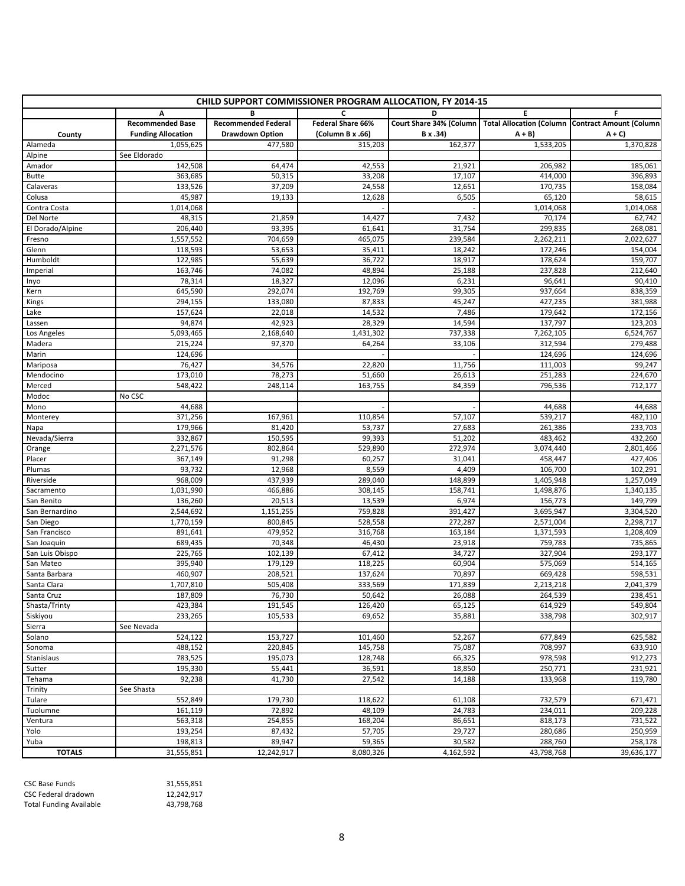| CHILD SUPPORT COMMISSIONER PROGRAM ALLOCATION, FY 2014-15 | | | | | | |
|---|---|---|---|---|---|---|
| | A | B | C | D | E | F |
| County | Recommended Base Funding Allocation | Recommended Federal Drawdown Option | Federal Share 66% (Column B x .66) | Court Share 34% (Column B x .34) | Total Allocation (Column A + B) | Contract Amount (Column A + C) |
| Alameda | 1,055,625 | 477,580 | 315,203 | 162,377 | 1,533,205 | 1,370,828 |
| Alpine | See Eldorado | | | | | |
| Amador | 142,508 | 64,474 | 42,553 | 21,921 | 206,982 | 185,061 |
| Butte | 363,685 | 50,315 | 33,208 | 17,107 | 414,000 | 396,893 |
| Calaveras | 133,526 | 37,209 | 24,558 | 12,651 | 170,735 | 158,084 |
| Colusa | 45,987 | 19,133 | 12,628 | 6,505 | 65,120 | 58,615 |
| Contra Costa | 1,014,068 | | - | - | 1,014,068 | 1,014,068 |
| Del Norte | 48,315 | 21,859 | 14,427 | 7,432 | 70,174 | 62,742 |
| El Dorado/Alpine | 206,440 | 93,395 | 61,641 | 31,754 | 299,835 | 268,081 |
| Fresno | 1,557,552 | 704,659 | 465,075 | 239,584 | 2,262,211 | 2,022,627 |
| Glenn | 118,593 | 53,653 | 35,411 | 18,242 | 172,246 | 154,004 |
| Humboldt | 122,985 | 55,639 | 36,722 | 18,917 | 178,624 | 159,707 |
| Imperial | 163,746 | 74,082 | 48,894 | 25,188 | 237,828 | 212,640 |
| Inyo | 78,314 | 18,327 | 12,096 | 6,231 | 96,641 | 90,410 |
| Kern | 645,590 | 292,074 | 192,769 | 99,305 | 937,664 | 838,359 |
| Kings | 294,155 | 133,080 | 87,833 | 45,247 | 427,235 | 381,988 |
| Lake | 157,624 | 22,018 | 14,532 | 7,486 | 179,642 | 172,156 |
| Lassen | 94,874 | 42,923 | 28,329 | 14,594 | 137,797 | 123,203 |
| Los Angeles | 5,093,465 | 2,168,640 | 1,431,302 | 737,338 | 7,262,105 | 6,524,767 |
| Madera | 215,224 | 97,370 | 64,264 | 33,106 | 312,594 | 279,488 |
| Marin | 124,696 | | - | - | 124,696 | 124,696 |
| Mariposa | 76,427 | 34,576 | 22,820 | 11,756 | 111,003 | 99,247 |
| Mendocino | 173,010 | 78,273 | 51,660 | 26,613 | 251,283 | 224,670 |
| Merced | 548,422 | 248,114 | 163,755 | 84,359 | 796,536 | 712,177 |
| Modoc | No CSC | | | | | |
| Mono | 44,688 | | - | - | 44,688 | 44,688 |
| Monterey | 371,256 | 167,961 | 110,854 | 57,107 | 539,217 | 482,110 |
| Napa | 179,966 | 81,420 | 53,737 | 27,683 | 261,386 | 233,703 |
| Nevada/Sierra | 332,867 | 150,595 | 99,393 | 51,202 | 483,462 | 432,260 |
| Orange | 2,271,576 | 802,864 | 529,890 | 272,974 | 3,074,440 | 2,801,466 |
| Placer | 367,149 | 91,298 | 60,257 | 31,041 | 458,447 | 427,406 |
| Plumas | 93,732 | 12,968 | 8,559 | 4,409 | 106,700 | 102,291 |
| Riverside | 968,009 | 437,939 | 289,040 | 148,899 | 1,405,948 | 1,257,049 |
| Sacramento | 1,031,990 | 466,886 | 308,145 | 158,741 | 1,498,876 | 1,340,135 |
| San Benito | 136,260 | 20,513 | 13,539 | 6,974 | 156,773 | 149,799 |
| San Bernardino | 2,544,692 | 1,151,255 | 759,828 | 391,427 | 3,695,947 | 3,304,520 |
| San Diego | 1,770,159 | 800,845 | 528,558 | 272,287 | 2,571,004 | 2,298,717 |
| San Francisco | 891,641 | 479,952 | 316,768 | 163,184 | 1,371,593 | 1,208,409 |
| San Joaquin | 689,435 | 70,348 | 46,430 | 23,918 | 759,783 | 735,865 |
| San Luis Obispo | 225,765 | 102,139 | 67,412 | 34,727 | 327,904 | 293,177 |
| San Mateo | 395,940 | 179,129 | 118,225 | 60,904 | 575,069 | 514,165 |
| Santa Barbara | 460,907 | 208,521 | 137,624 | 70,897 | 669,428 | 598,531 |
| Santa Clara | 1,707,810 | 505,408 | 333,569 | 171,839 | 2,213,218 | 2,041,379 |
| Santa Cruz | 187,809 | 76,730 | 50,642 | 26,088 | 264,539 | 238,451 |
| Shasta/Trinty | 423,384 | 191,545 | 126,420 | 65,125 | 614,929 | 549,804 |
| Siskiyou | 233,265 | 105,533 | 69,652 | 35,881 | 338,798 | 302,917 |
| Sierra | See Nevada | | | | | |
| Solano | 524,122 | 153,727 | 101,460 | 52,267 | 677,849 | 625,582 |
| Sonoma | 488,152 | 220,845 | 145,758 | 75,087 | 708,997 | 633,910 |
| Stanislaus | 783,525 | 195,073 | 128,748 | 66,325 | 978,598 | 912,273 |
| Sutter | 195,330 | 55,441 | 36,591 | 18,850 | 250,771 | 231,921 |
| Tehama | 92,238 | 41,730 | 27,542 | 14,188 | 133,968 | 119,780 |
| Trinity | See Shasta | | | | | |
| Tulare | 552,849 | 179,730 | 118,622 | 61,108 | 732,579 | 671,471 |
| Tuolumne | 161,119 | 72,892 | 48,109 | 24,783 | 234,011 | 209,228 |
| Ventura | 563,318 | 254,855 | 168,204 | 86,651 | 818,173 | 731,522 |
| Yolo | 193,254 | 87,432 | 57,705 | 29,727 | 280,686 | 250,959 |
| Yuba | 198,813 | 89,947 | 59,365 | 30,582 | 288,760 | 258,178 |
| **TOTALS** | 31,555,851 | 12,242,917 | 8,080,326 | 4,162,592 | 43,798,768 | 39,636,177 |

| | |
|---|---|
| CSC Base Funds | 31,555,851 |
| CSC Federal dradown | 12,242,917 |
| Total Funding Available | 43,798,768 |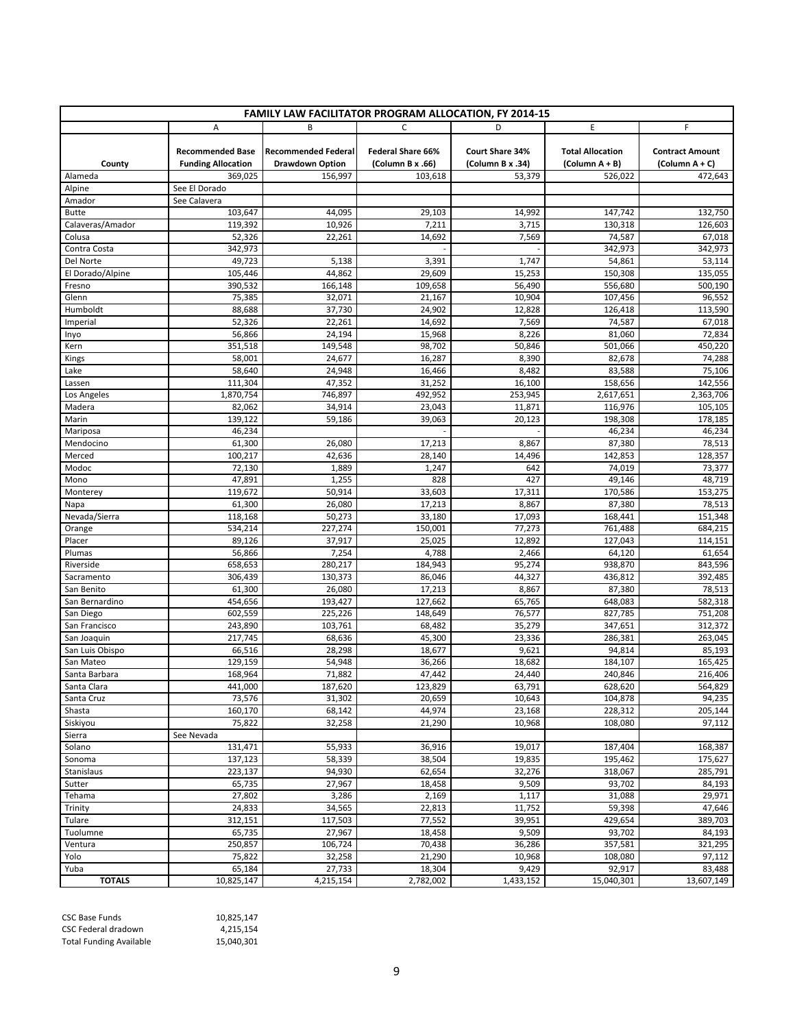| FAMILY LAW FACILITATOR PROGRAM ALLOCATION, FY 2014-15 | | | | | | |
|---|---|---|---|---|---|---|
| | A | B | C | D | E | F |
| County | Recommended Base Funding Allocation | Recommended Federal Drawdown Option | Federal Share 66% (Column B x .66) | Court Share 34% (Column B x .34) | Total Allocation (Column A + B) | Contract Amount (Column A + C) |
| Alameda | 369,025 | 156,997 | 103,618 | 53,379 | 526,022 | 472,643 |
| Alpine | See El Dorado | | | | | |
| Amador | See Calavera | | | | | |
| Butte | 103,647 | 44,095 | 29,103 | 14,992 | 147,742 | 132,750 |
| Calaveras/Amador | 119,392 | 10,926 | 7,211 | 3,715 | 130,318 | 126,603 |
| Colusa | 52,326 | 22,261 | 14,692 | 7,569 | 74,587 | 67,018 |
| Contra Costa | 342,973 | | - | - | 342,973 | 342,973 |
| Del Norte | 49,723 | 5,138 | 3,391 | 1,747 | 54,861 | 53,114 |
| El Dorado/Alpine | 105,446 | 44,862 | 29,609 | 15,253 | 150,308 | 135,055 |
| Fresno | 390,532 | 166,148 | 109,658 | 56,490 | 556,680 | 500,190 |
| Glenn | 75,385 | 32,071 | 21,167 | 10,904 | 107,456 | 96,552 |
| Humboldt | 88,688 | 37,730 | 24,902 | 12,828 | 126,418 | 113,590 |
| Imperial | 52,326 | 22,261 | 14,692 | 7,569 | 74,587 | 67,018 |
| Inyo | 56,866 | 24,194 | 15,968 | 8,226 | 81,060 | 72,834 |
| Kern | 351,518 | 149,548 | 98,702 | 50,846 | 501,066 | 450,220 |
| Kings | 58,001 | 24,677 | 16,287 | 8,390 | 82,678 | 74,288 |
| Lake | 58,640 | 24,948 | 16,466 | 8,482 | 83,588 | 75,106 |
| Lassen | 111,304 | 47,352 | 31,252 | 16,100 | 158,656 | 142,556 |
| Los Angeles | 1,870,754 | 746,897 | 492,952 | 253,945 | 2,617,651 | 2,363,706 |
| Madera | 82,062 | 34,914 | 23,043 | 11,871 | 116,976 | 105,105 |
| Marin | 139,122 | 59,186 | 39,063 | 20,123 | 198,308 | 178,185 |
| Mariposa | 46,234 | | - | - | 46,234 | 46,234 |
| Mendocino | 61,300 | 26,080 | 17,213 | 8,867 | 87,380 | 78,513 |
| Merced | 100,217 | 42,636 | 28,140 | 14,496 | 142,853 | 128,357 |
| Modoc | 72,130 | 1,889 | 1,247 | 642 | 74,019 | 73,377 |
| Mono | 47,891 | 1,255 | 828 | 427 | 49,146 | 48,719 |
| Monterey | 119,672 | 50,914 | 33,603 | 17,311 | 170,586 | 153,275 |
| Napa | 61,300 | 26,080 | 17,213 | 8,867 | 87,380 | 78,513 |
| Nevada/Sierra | 118,168 | 50,273 | 33,180 | 17,093 | 168,441 | 151,348 |
| Orange | 534,214 | 227,274 | 150,001 | 77,273 | 761,488 | 684,215 |
| Placer | 89,126 | 37,917 | 25,025 | 12,892 | 127,043 | 114,151 |
| Plumas | 56,866 | 7,254 | 4,788 | 2,466 | 64,120 | 61,654 |
| Riverside | 658,653 | 280,217 | 184,943 | 95,274 | 938,870 | 843,596 |
| Sacramento | 306,439 | 130,373 | 86,046 | 44,327 | 436,812 | 392,485 |
| San Benito | 61,300 | 26,080 | 17,213 | 8,867 | 87,380 | 78,513 |
| San Bernardino | 454,656 | 193,427 | 127,662 | 65,765 | 648,083 | 582,318 |
| San Diego | 602,559 | 225,226 | 148,649 | 76,577 | 827,785 | 751,208 |
| San Francisco | 243,890 | 103,761 | 68,482 | 35,279 | 347,651 | 312,372 |
| San Joaquin | 217,745 | 68,636 | 45,300 | 23,336 | 286,381 | 263,045 |
| San Luis Obispo | 66,516 | 28,298 | 18,677 | 9,621 | 94,814 | 85,193 |
| San Mateo | 129,159 | 54,948 | 36,266 | 18,682 | 184,107 | 165,425 |
| Santa Barbara | 168,964 | 71,882 | 47,442 | 24,440 | 240,846 | 216,406 |
| Santa Clara | 441,000 | 187,620 | 123,829 | 63,791 | 628,620 | 564,829 |
| Santa Cruz | 73,576 | 31,302 | 20,659 | 10,643 | 104,878 | 94,235 |
| Shasta | 160,170 | 68,142 | 44,974 | 23,168 | 228,312 | 205,144 |
| Siskiyou | 75,822 | 32,258 | 21,290 | 10,968 | 108,080 | 97,112 |
| Sierra | See Nevada | | | | | |
| Solano | 131,471 | 55,933 | 36,916 | 19,017 | 187,404 | 168,387 |
| Sonoma | 137,123 | 58,339 | 38,504 | 19,835 | 195,462 | 175,627 |
| Stanislaus | 223,137 | 94,930 | 62,654 | 32,276 | 318,067 | 285,791 |
| Sutter | 65,735 | 27,967 | 18,458 | 9,509 | 93,702 | 84,193 |
| Tehama | 27,802 | 3,286 | 2,169 | 1,117 | 31,088 | 29,971 |
| Trinity | 24,833 | 34,565 | 22,813 | 11,752 | 59,398 | 47,646 |
| Tulare | 312,151 | 117,503 | 77,552 | 39,951 | 429,654 | 389,703 |
| Tuolumne | 65,735 | 27,967 | 18,458 | 9,509 | 93,702 | 84,193 |
| Ventura | 250,857 | 106,724 | 70,438 | 36,286 | 357,581 | 321,295 |
| Yolo | 75,822 | 32,258 | 21,290 | 10,968 | 108,080 | 97,112 |
| Yuba | 65,184 | 27,733 | 18,304 | 9,429 | 92,917 | 83,488 |
| **TOTALS** | 10,825,147 | 4,215,154 | 2,782,002 | 1,433,152 | 15,040,301 | 13,607,149 |

| | |
|---|---|
| CSC Base Funds | 10,825,147 |
| CSC Federal dradown | 4,215,154 |
| Total Funding Available | 15,040,301 |